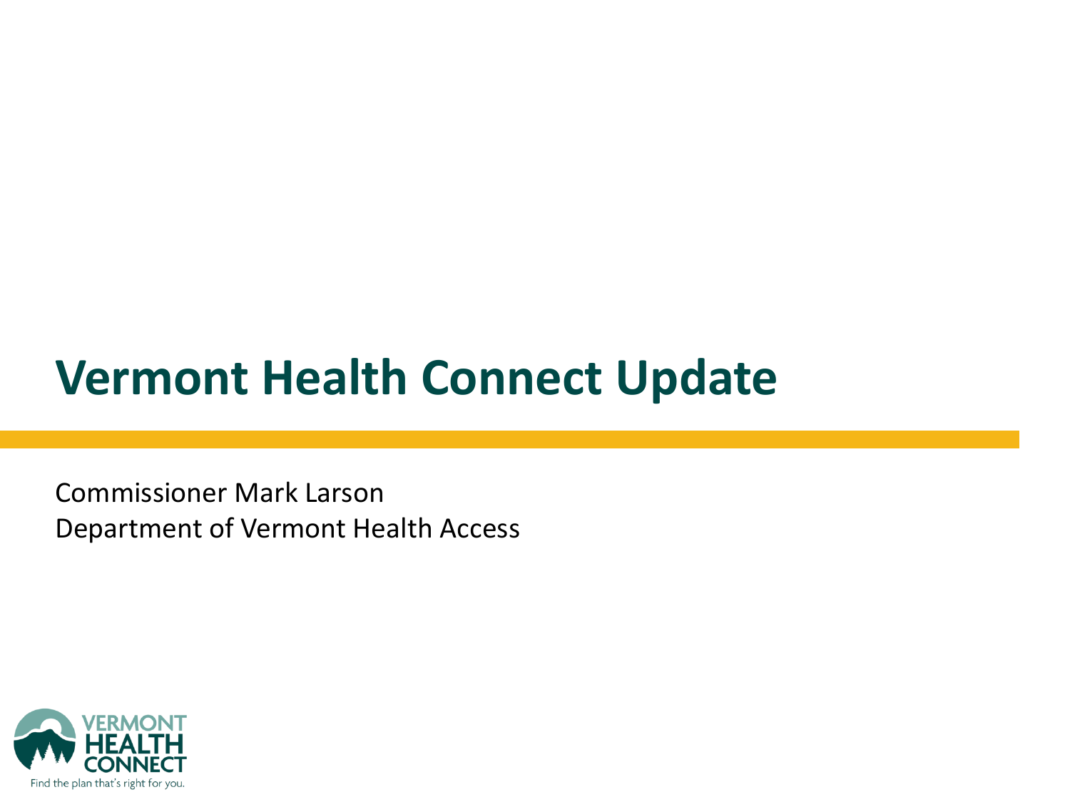# Vermont Health Connect Update

Commissioner Mark Larson
Department of Vermont Health Access

VERMONT HEALTH CONNECT
Find the plan that's right for you.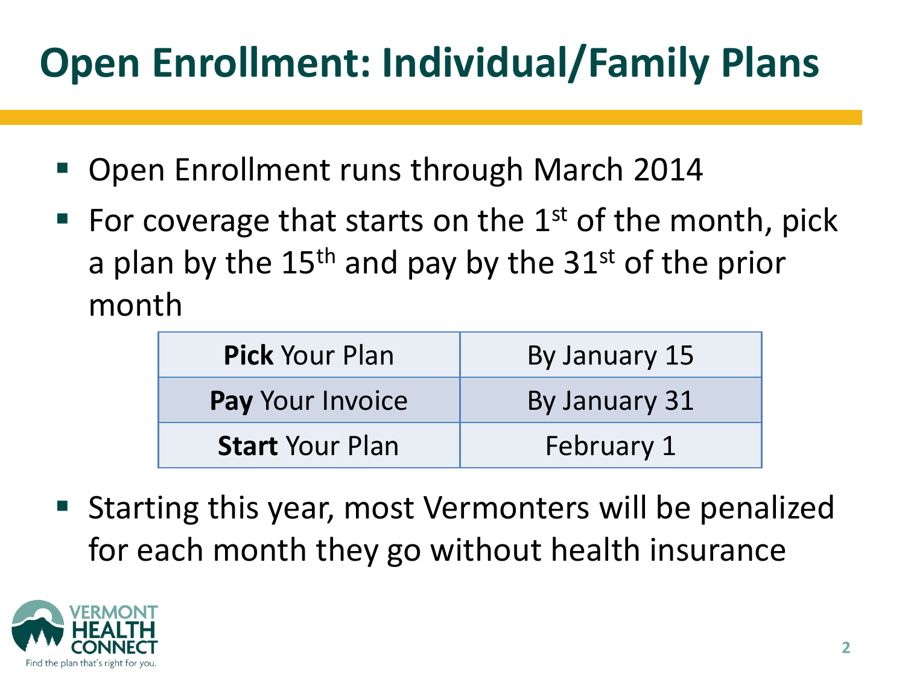# Open Enrollment: Individual/Family Plans

- Open Enrollment runs through March 2014
- For coverage that starts on the 1st of the month, pick a plan by the 15th and pay by the 31st of the prior month

| | |
|---|---|
| **Pick** Your Plan | By January 15 |
| **Pay** Your Invoice | By January 31 |
| **Start** Your Plan | February 1 |

- Starting this year, most Vermonters will be penalized for each month they go without health insurance

VERMONT HEALTH CONNECT
Find the plan that's right for you.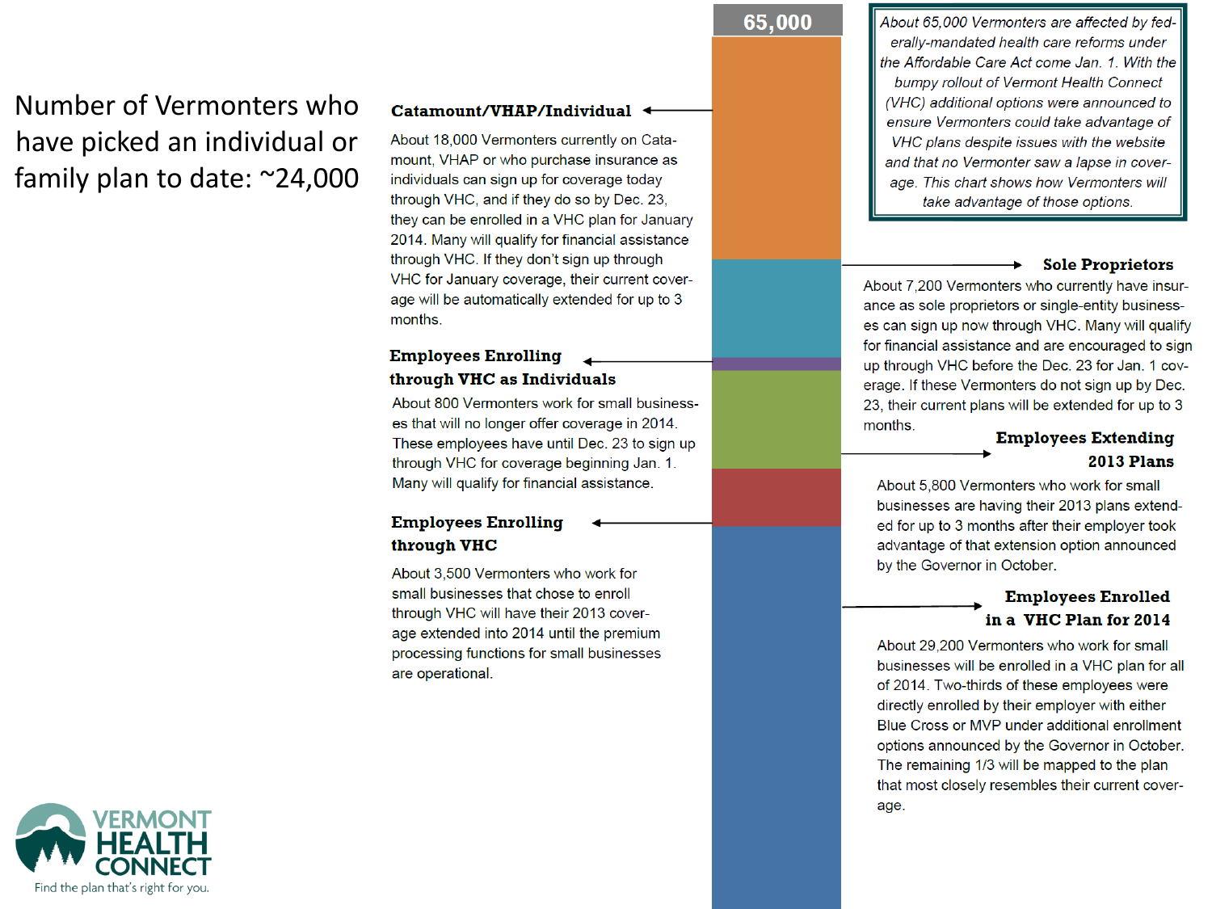Number of Vermonters who have picked an individual or family plan to date: ~24,000

**65,000**

*About 65,000 Vermonters are affected by federally-mandated health care reforms under the Affordable Care Act come Jan. 1. With the bumpy rollout of Vermont Health Connect (VHC) additional options were announced to ensure Vermonters could take advantage of VHC plans despite issues with the website and that no Vermonter saw a lapse in coverage. This chart shows how Vermonters will take advantage of those options.*

### Catamount/VHAP/Individual

About 18,000 Vermonters currently on Catamount, VHAP or who purchase insurance as individuals can sign up for coverage today through VHC, and if they do so by Dec. 23, they can be enrolled in a VHC plan for January 2014. Many will qualify for financial assistance through VHC. If they don't sign up through VHC for January coverage, their current coverage will be automatically extended for up to 3 months.

### Sole Proprietors

About 7,200 Vermonters who currently have insurance as sole proprietors or single-entity businesses can sign up now through VHC. Many will qualify for financial assistance and are encouraged to sign up through VHC before the Dec. 23 for Jan. 1 coverage. If these Vermonters do not sign up by Dec. 23, their current plans will be extended for up to 3 months.

### Employees Enrolling through VHC as Individuals

About 800 Vermonters work for small businesses that will no longer offer coverage in 2014. These employees have until Dec. 23 to sign up through VHC for coverage beginning Jan. 1. Many will qualify for financial assistance.

### Employees Extending 2013 Plans

About 5,800 Vermonters who work for small businesses are having their 2013 plans extended for up to 3 months after their employer took advantage of that extension option announced by the Governor in October.

### Employees Enrolling through VHC

About 3,500 Vermonters who work for small businesses that chose to enroll through VHC will have their 2013 coverage extended into 2014 until the premium processing functions for small businesses are operational.

### Employees Enrolled in a VHC Plan for 2014

About 29,200 Vermonters who work for small businesses will be enrolled in a VHC plan for all of 2014. Two-thirds of these employees were directly enrolled by their employer with either Blue Cross or MVP under additional enrollment options announced by the Governor in October. The remaining 1/3 will be mapped to the plan that most closely resembles their current coverage.

VERMONT HEALTH CONNECT

Find the plan that's right for you.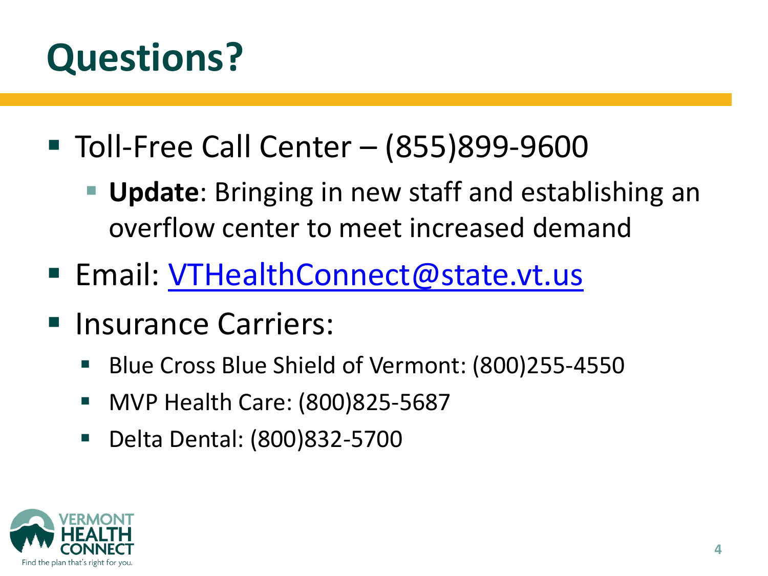# Questions?

- Toll-Free Call Center – (855)899-9600
  - **Update**: Bringing in new staff and establishing an overflow center to meet increased demand
- Email: VTHealthConnect@state.vt.us
- Insurance Carriers:
  - Blue Cross Blue Shield of Vermont: (800)255-4550
  - MVP Health Care: (800)825-5687
  - Delta Dental: (800)832-5700

VERMONT HEALTH CONNECT
Find the plan that's right for you.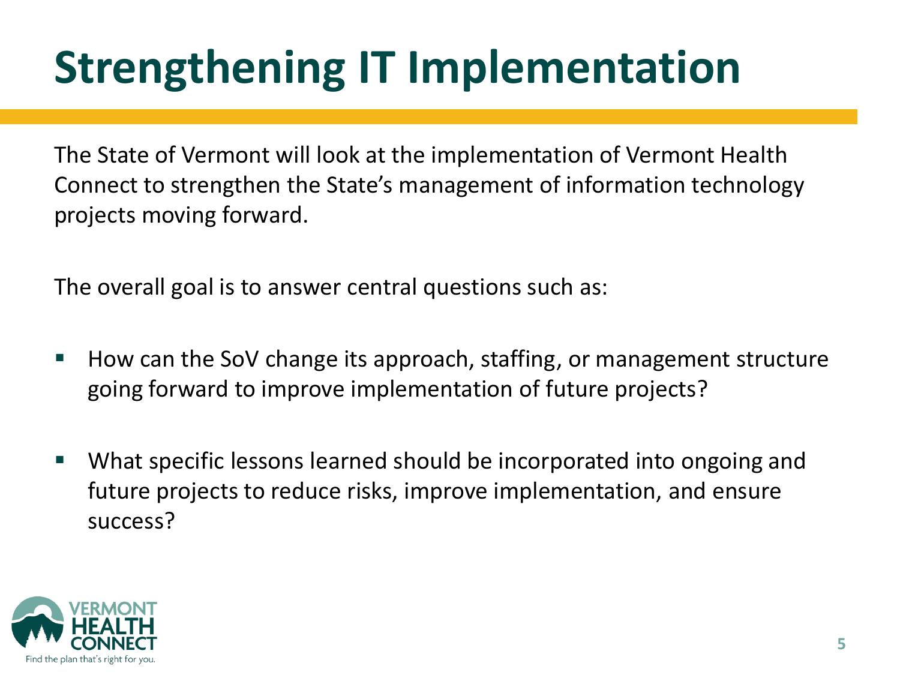# Strengthening IT Implementation

The State of Vermont will look at the implementation of Vermont Health Connect to strengthen the State's management of information technology projects moving forward.

The overall goal is to answer central questions such as:

- How can the SoV change its approach, staffing, or management structure going forward to improve implementation of future projects?
- What specific lessons learned should be incorporated into ongoing and future projects to reduce risks, improve implementation, and ensure success?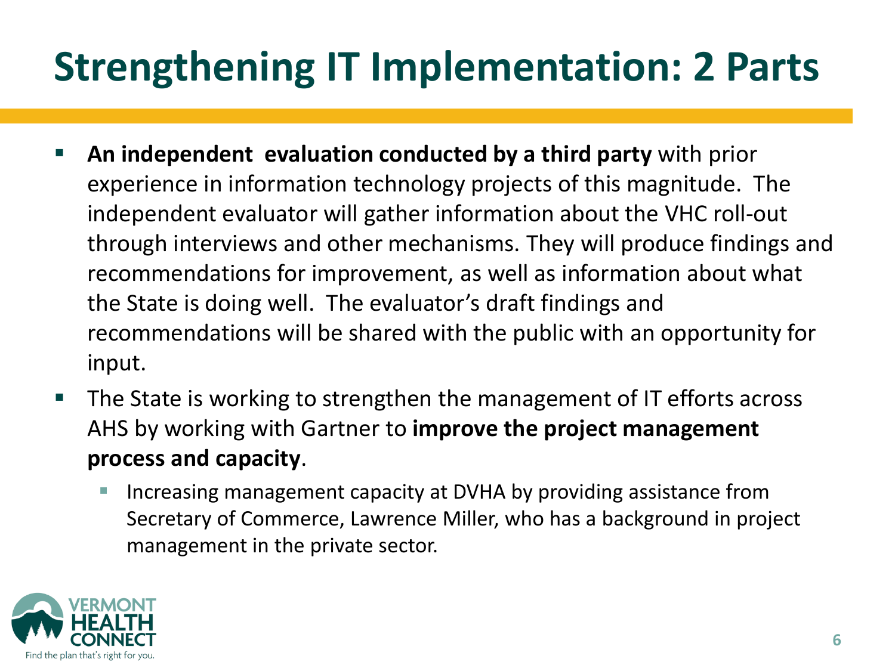# Strengthening IT Implementation: 2 Parts

- **An independent evaluation conducted by a third party** with prior experience in information technology projects of this magnitude. The independent evaluator will gather information about the VHC roll-out through interviews and other mechanisms. They will produce findings and recommendations for improvement, as well as information about what the State is doing well. The evaluator's draft findings and recommendations will be shared with the public with an opportunity for input.
- The State is working to strengthen the management of IT efforts across AHS by working with Gartner to **improve the project management process and capacity**.
  - Increasing management capacity at DVHA by providing assistance from Secretary of Commerce, Lawrence Miller, who has a background in project management in the private sector.

VERMONT HEALTH CONNECT
Find the plan that's right for you.